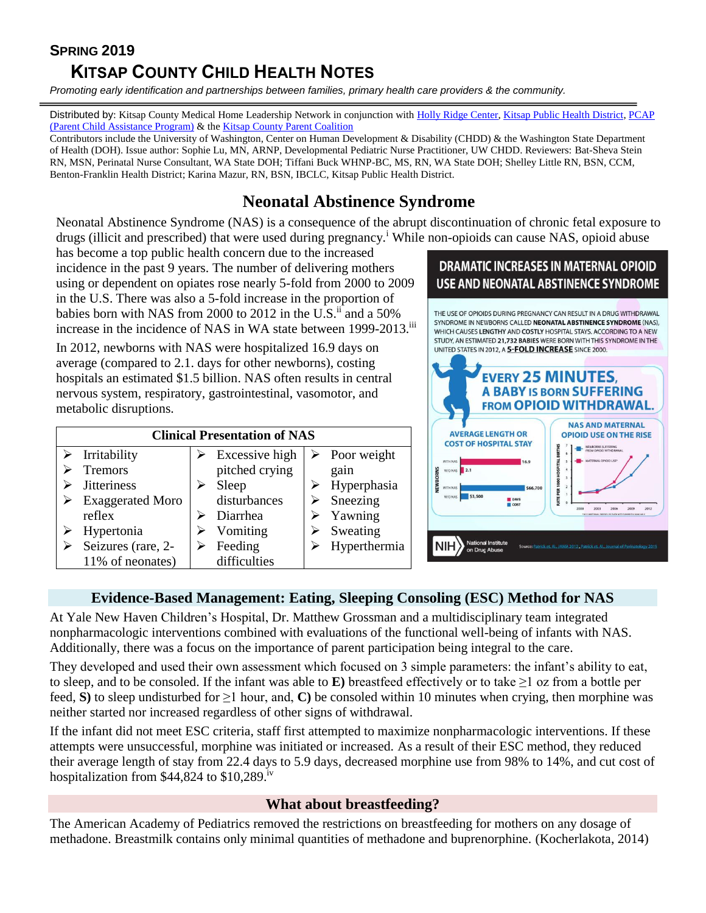## SPRING 2019

# KITSAP COUNTY CHILD HEALTH NOTES

*Promoting early identification and partnerships between families, primary health care providers & the community.*

Distributed by: Kitsap County Medical Home Leadership Network in conjunction with Holly Ridge Center, Kitsap Public Health District, PCAP (Parent Child Assistance Program) & the Kitsap County Parent Coalition

Contributors include the University of Washington, Center on Human Development & Disability (CHDD) & the Washington State Department of Health (DOH). Issue author: Sophie Lu, MN, ARNP, Developmental Pediatric Nurse Practitioner, UW CHDD. Reviewers: Bat-Sheva Stein RN, MSN, Perinatal Nurse Consultant, WA State DOH; Tiffani Buck WHNP-BC, MS, RN, WA State DOH; Shelley Little RN, BSN, CCM, Benton-Franklin Health District; Karina Mazur, RN, BSN, IBCLC, Kitsap Public Health District.

## Neonatal Abstinence Syndrome

Neonatal Abstinence Syndrome (NAS) is a consequence of the abrupt discontinuation of chronic fetal exposure to drugs (illicit and prescribed) that were used during pregnancy.[i] While non-opioids can cause NAS, opioid abuse has become a top public health concern due to the increased incidence in the past 9 years. The number of delivering mothers using or dependent on opiates rose nearly 5-fold from 2000 to 2009 in the U.S. There was also a 5-fold increase in the proportion of babies born with NAS from 2000 to 2012 in the U.S.[ii] and a 50% increase in the incidence of NAS in WA state between 1999-2013.[iii]

In 2012, newborns with NAS were hospitalized 16.9 days on average (compared to 2.1. days for other newborns), costing hospitals an estimated $1.5 billion. NAS often results in central nervous system, respiratory, gastrointestinal, vasomotor, and metabolic disruptions.

**DRAMATIC INCREASES IN MATERNAL OPIOID USE AND NEONATAL ABSTINENCE SYNDROME**

THE USE OF OPIOIDS DURING PREGNANCY CAN RESULT IN A DRUG WITHDRAWAL SYNDROME IN NEWBORNS CALLED **NEONATAL ABSTINENCE SYNDROME** (NAS), WHICH CAUSES LENGTHY AND COSTLY HOSPITAL STAYS. ACCORDING TO A NEW STUDY, AN ESTIMATED 21,732 BABIES WERE BORN WITH THIS SYNDROME IN THE UNITED STATES IN 2012, A **5-FOLD INCREASE** SINCE 2000.

**EVERY 25 MINUTES, A BABY IS BORN SUFFERING FROM OPIOID WITHDRAWAL.**

AVERAGE LENGTH OR COST OF HOSPITAL STAY: With NAS 16.9 days, W/O NAS 2.1 days; With NAS $66,700, W/O NAS $3,500

NAS AND MATERNAL OPIOID USE ON THE RISE

NIH National Institute on Drug Abuse. Source: Patrick et. Al., JAMA 2012, Patrick et. Al., Journal of Perinatology 2015

| Clinical Presentation of NAS | | |
|---|---|---|
| ➢ Irritability<br>➢ Tremors<br>➢ Jitteriness<br>➢ Exaggerated Moro reflex<br>➢ Hypertonia<br>➢ Seizures (rare, 2-11% of neonates) | ➢ Excessive high pitched crying<br>➢ Sleep disturbances<br>➢ Diarrhea<br>➢ Vomiting<br>➢ Feeding difficulties | ➢ Poor weight gain<br>➢ Hyperphasia<br>➢ Sneezing<br>➢ Yawning<br>➢ Sweating<br>➢ Hyperthermia |

### Evidence-Based Management: Eating, Sleeping Consoling (ESC) Method for NAS

At Yale New Haven Children's Hospital, Dr. Matthew Grossman and a multidisciplinary team integrated nonpharmacologic interventions combined with evaluations of the functional well-being of infants with NAS. Additionally, there was a focus on the importance of parent participation being integral to the care.

They developed and used their own assessment which focused on 3 simple parameters: the infant's ability to eat, to sleep, and to be consoled. If the infant was able to **E)** breastfeed effectively or to take ≥1 oz from a bottle per feed, **S)** to sleep undisturbed for ≥1 hour, and, **C)** be consoled within 10 minutes when crying, then morphine was neither started nor increased regardless of other signs of withdrawal.

If the infant did not meet ESC criteria, staff first attempted to maximize nonpharmacologic interventions. If these attempts were unsuccessful, morphine was initiated or increased. As a result of their ESC method, they reduced their average length of stay from 22.4 days to 5.9 days, decreased morphine use from 98% to 14%, and cut cost of hospitalization from $44,824 to $10,289.[iv]

### What about breastfeeding?

The American Academy of Pediatrics removed the restrictions on breastfeeding for mothers on any dosage of methadone. Breastmilk contains only minimal quantities of methadone and buprenorphine. (Kocherlakota, 2014)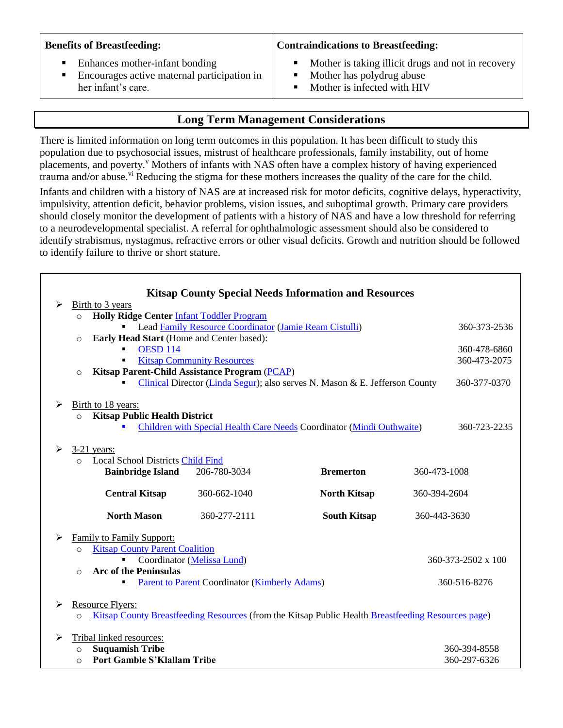| **Benefits of Breastfeeding:** | **Contraindications to Breastfeeding:** |
|---|---|
| ▪ Enhances mother-infant bonding<br>▪ Encourages active maternal participation in her infant's care. | ▪ Mother is taking illicit drugs and not in recovery<br>▪ Mother has polydrug abuse<br>▪ Mother is infected with HIV |

## Long Term Management Considerations

There is limited information on long term outcomes in this population. It has been difficult to study this population due to psychosocial issues, mistrust of healthcare professionals, family instability, out of home placements, and poverty.[v] Mothers of infants with NAS often have a complex history of having experienced trauma and/or abuse.[vi] Reducing the stigma for these mothers increases the quality of the care for the child.

Infants and children with a history of NAS are at increased risk for motor deficits, cognitive delays, hyperactivity, impulsivity, attention deficit, behavior problems, vision issues, and suboptimal growth. Primary care providers should closely monitor the development of patients with a history of NAS and have a low threshold for referring to a neurodevelopmental specialist. A referral for ophthalmologic assessment should also be considered to identify strabismus, nystagmus, refractive errors or other visual deficits. Growth and nutrition should be followed to identify failure to thrive or short stature.

### Kitsap County Special Needs Information and Resources

- Birth to 3 years
  - **Holly Ridge Center** Infant Toddler Program
    - Lead Family Resource Coordinator (Jamie Ream Cistulli) — 360-373-2536
  - **Early Head Start** (Home and Center based):
    - OESD 114 — 360-478-6860
    - Kitsap Community Resources — 360-473-2075
  - **Kitsap Parent-Child Assistance Program** (PCAP)
    - Clinical Director (Linda Segur); also serves N. Mason & E. Jefferson County — 360-377-0370

- Birth to 18 years:
  - **Kitsap Public Health District**
    - Children with Special Health Care Needs Coordinator (Mindi Outhwaite) — 360-723-2235

- 3-21 years:
  - Local School Districts Child Find

| | | | |
|---|---|---|---|
| **Bainbridge Island** | 206-780-3034 | **Bremerton** | 360-473-1008 |
| **Central Kitsap** | 360-662-1040 | **North Kitsap** | 360-394-2604 |
| **North Mason** | 360-277-2111 | **South Kitsap** | 360-443-3630 |

- Family to Family Support:
  - Kitsap County Parent Coalition
    - Coordinator (Melissa Lund) — 360-373-2502 x 100
  - **Arc of the Peninsulas**
    - Parent to Parent Coordinator (Kimberly Adams) — 360-516-8276

- Resource Flyers:
  - Kitsap County Breastfeeding Resources (from the Kitsap Public Health Breastfeeding Resources page)

- Tribal linked resources:
  - **Suquamish Tribe** — 360-394-8558
  - **Port Gamble S'Klallam Tribe** — 360-297-6326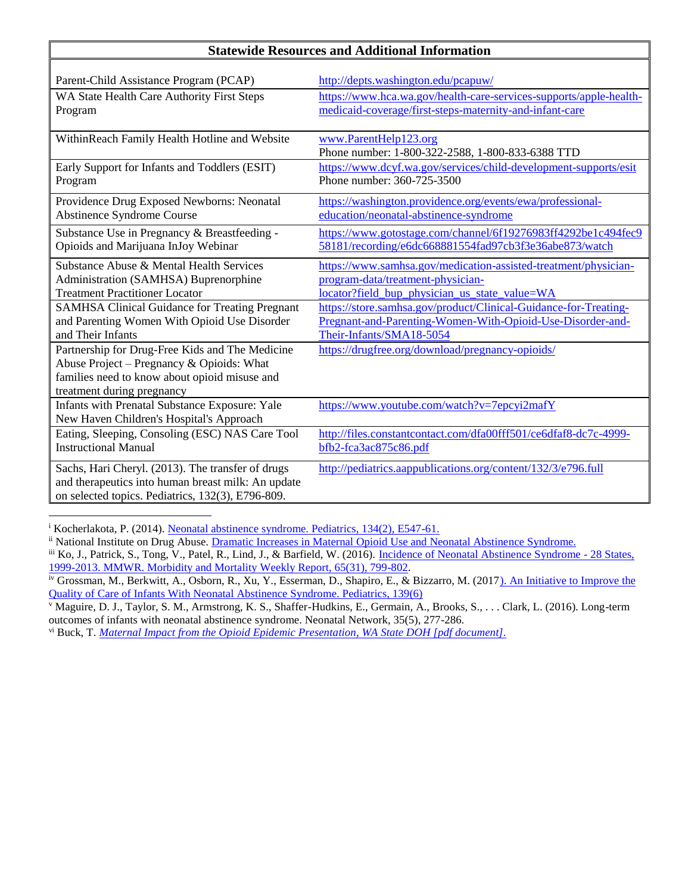| Statewide Resources and Additional Information | |
|---|---|
| Parent-Child Assistance Program (PCAP) | http://depts.washington.edu/pcapuw/ |
| WA State Health Care Authority First Steps Program | https://www.hca.wa.gov/health-care-services-supports/apple-health-medicaid-coverage/first-steps-maternity-and-infant-care |
| WithinReach Family Health Hotline and Website | www.ParentHelp123.org<br>Phone number: 1-800-322-2588, 1-800-833-6388 TTD |
| Early Support for Infants and Toddlers (ESIT) Program | https://www.dcyf.wa.gov/services/child-development-supports/esit<br>Phone number: 360-725-3500 |
| Providence Drug Exposed Newborns: Neonatal Abstinence Syndrome Course | https://washington.providence.org/events/ewa/professional-education/neonatal-abstinence-syndrome |
| Substance Use in Pregnancy & Breastfeeding - Opioids and Marijuana InJoy Webinar | https://www.gotostage.com/channel/6f19276983ff4292be1c494fec958181/recording/e6dc668881554fad97cb3f3e36abe873/watch |
| Substance Abuse & Mental Health Services Administration (SAMHSA) Buprenorphine Treatment Practitioner Locator | https://www.samhsa.gov/medication-assisted-treatment/physician-program-data/treatment-physician-locator?field_bup_physician_us_state_value=WA |
| SAMHSA Clinical Guidance for Treating Pregnant and Parenting Women With Opioid Use Disorder and Their Infants | https://store.samhsa.gov/product/Clinical-Guidance-for-Treating-Pregnant-and-Parenting-Women-With-Opioid-Use-Disorder-and-Their-Infants/SMA18-5054 |
| Partnership for Drug-Free Kids and The Medicine Abuse Project – Pregnancy & Opioids: What families need to know about opioid misuse and treatment during pregnancy | https://drugfree.org/download/pregnancy-opioids/ |
| Infants with Prenatal Substance Exposure: Yale New Haven Children's Hospital's Approach | https://www.youtube.com/watch?v=7epcyi2mafY |
| Eating, Sleeping, Consoling (ESC) NAS Care Tool Instructional Manual | http://files.constantcontact.com/dfa00fff501/ce6dfaf8-dc7c-4999-bfb2-fca3ac875c86.pdf |
| Sachs, Hari Cheryl. (2013). The transfer of drugs and therapeutics into human breast milk: An update on selected topics. Pediatrics, 132(3), E796-809. | http://pediatrics.aappublications.org/content/132/3/e796.full |

---

[i] Kocherlakota, P. (2014). Neonatal abstinence syndrome. Pediatrics, 134(2), E547-61.

[ii] National Institute on Drug Abuse. Dramatic Increases in Maternal Opioid Use and Neonatal Abstinence Syndrome.

[iii] Ko, J., Patrick, S., Tong, V., Patel, R., Lind, J., & Barfield, W. (2016). Incidence of Neonatal Abstinence Syndrome - 28 States, 1999-2013. MMWR. Morbidity and Mortality Weekly Report, 65(31), 799-802.

[iv] Grossman, M., Berkwitt, A., Osborn, R., Xu, Y., Esserman, D., Shapiro, E., & Bizzarro, M. (2017). An Initiative to Improve the Quality of Care of Infants With Neonatal Abstinence Syndrome. Pediatrics, 139(6)

[v] Maguire, D. J., Taylor, S. M., Armstrong, K. S., Shaffer-Hudkins, E., Germain, A., Brooks, S., . . . Clark, L. (2016). Long-term outcomes of infants with neonatal abstinence syndrome. Neonatal Network, 35(5), 277-286.

[vi] Buck, T. *Maternal Impact from the Opioid Epidemic Presentation, WA State DOH [pdf document].*